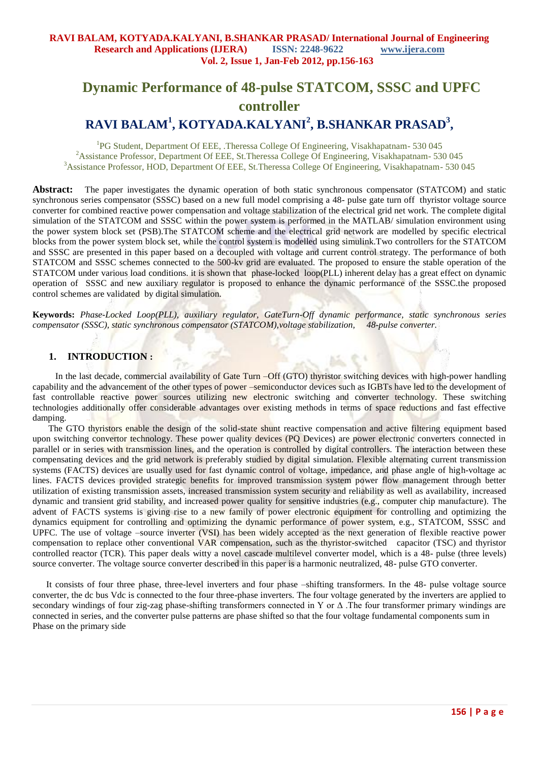# Dynamic Performance of 48-pulse STATCOM, SSSC and UPFC controller

## RAVI BALAM[1], KOTYADA.KALYANI[2], B.SHANKAR PRASAD[3],

[1]PG Student, Department Of EEE, .Theressa College Of Engineering, Visakhapatnam- 530 045
[2]Assistance Professor, Department Of EEE, St.Theressa College Of Engineering, Visakhapatnam- 530 045
[3]Assistance Professor, HOD, Department Of EEE, St.Theressa College Of Engineering, Visakhapatnam- 530 045

**Abstract:** The paper investigates the dynamic operation of both static synchronous compensator (STATCOM) and static synchronous series compensator (SSSC) based on a new full model comprising a 48- pulse gate turn off thyristor voltage source converter for combined reactive power compensation and voltage stabilization of the electrical grid net work. The complete digital simulation of the STATCOM and SSSC within the power system is performed in the MATLAB/ simulation environment using the power system block set (PSB).The STATCOM scheme and the electrical grid network are modelled by specific electrical blocks from the power system block set, while the control system is modelled using simulink.Two controllers for the STATCOM and SSSC are presented in this paper based on a decoupled with voltage and current control strategy. The performance of both STATCOM and SSSC schemes connected to the 500-kv grid are evaluated. The proposed to ensure the stable operation of the STATCOM under various load conditions. it is shown that phase-locked loop(PLL) inherent delay has a great effect on dynamic operation of SSSC and new auxiliary regulator is proposed to enhance the dynamic performance of the SSSC.the proposed control schemes are validated by digital simulation.

**Keywords:** *Phase-Locked Loop(PLL), auxiliary regulator, GateTurn-Off dynamic performance, static synchronous series compensator (SSSC), static synchronous compensator (STATCOM),voltage stabilization, 48-pulse converter.*

## 1. INTRODUCTION :

In the last decade, commercial availability of Gate Turn –Off (GTO) thyristor switching devices with high-power handling capability and the advancement of the other types of power –semiconductor devices such as IGBTs have led to the development of fast controllable reactive power sources utilizing new electronic switching and converter technology. These switching technologies additionally offer considerable advantages over existing methods in terms of space reductions and fast effective damping.

The GTO thyristors enable the design of the solid-state shunt reactive compensation and active filtering equipment based upon switching convertor technology. These power quality devices (PQ Devices) are power electronic converters connected in parallel or in series with transmission lines, and the operation is controlled by digital controllers. The interaction between these compensating devices and the grid network is preferably studied by digital simulation. Flexible alternating current transmission systems (FACTS) devices are usually used for fast dynamic control of voltage, impedance, and phase angle of high-voltage ac lines. FACTS devices provided strategic benefits for improved transmission system power flow management through better utilization of existing transmission assets, increased transmission system security and reliability as well as availability, increased dynamic and transient grid stability, and increased power quality for sensitive industries (e.g., computer chip manufacture). The advent of FACTS systems is giving rise to a new family of power electronic equipment for controlling and optimizing the dynamics equipment for controlling and optimizing the dynamic performance of power system, e.g., STATCOM, SSSC and UPFC. The use of voltage –source inverter (VSI) has been widely accepted as the next generation of flexible reactive power compensation to replace other conventional VAR compensation, such as the thyristor-switched capacitor (TSC) and thyristor controlled reactor (TCR). This paper deals witty a novel cascade multilevel converter model, which is a 48- pulse (three levels) source converter. The voltage source converter described in this paper is a harmonic neutralized, 48- pulse GTO converter.

It consists of four three phase, three-level inverters and four phase –shifting transformers. In the 48- pulse voltage source converter, the dc bus Vdc is connected to the four three-phase inverters. The four voltage generated by the inverters are applied to secondary windings of four zig-zag phase-shifting transformers connected in Y or Δ .The four transformer primary windings are connected in series, and the converter pulse patterns are phase shifted so that the four voltage fundamental components sum in Phase on the primary side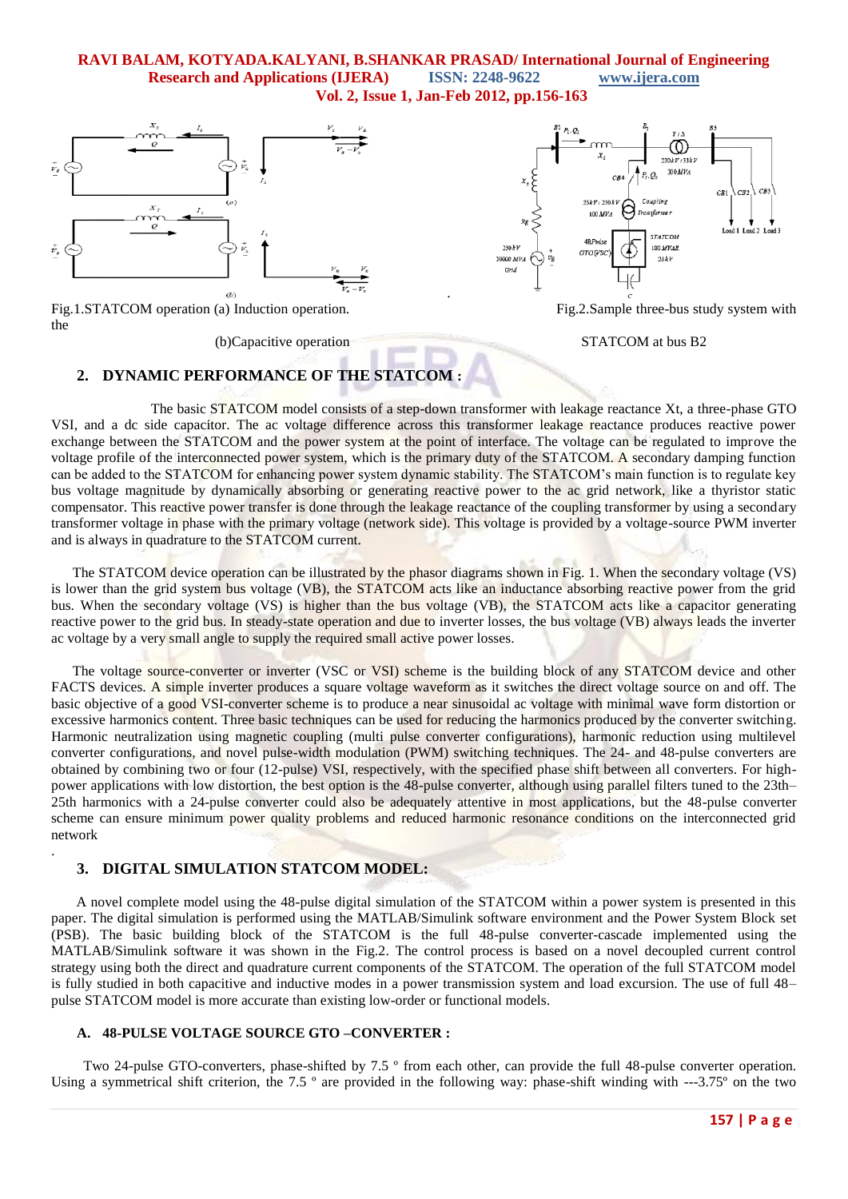Fig.1.STATCOM operation (a) Induction operation. (b)Capacitive operation

Fig.2.Sample three-bus study system with the STATCOM at bus B2

## 2. DYNAMIC PERFORMANCE OF THE STATCOM :

The basic STATCOM model consists of a step-down transformer with leakage reactance Xt, a three-phase GTO VSI, and a dc side capacitor. The ac voltage difference across this transformer leakage reactance produces reactive power exchange between the STATCOM and the power system at the point of interface. The voltage can be regulated to improve the voltage profile of the interconnected power system, which is the primary duty of the STATCOM. A secondary damping function can be added to the STATCOM for enhancing power system dynamic stability. The STATCOM's main function is to regulate key bus voltage magnitude by dynamically absorbing or generating reactive power to the ac grid network, like a thyristor static compensator. This reactive power transfer is done through the leakage reactance of the coupling transformer by using a secondary transformer voltage in phase with the primary voltage (network side). This voltage is provided by a voltage-source PWM inverter and is always in quadrature to the STATCOM current.

The STATCOM device operation can be illustrated by the phasor diagrams shown in Fig. 1. When the secondary voltage (VS) is lower than the grid system bus voltage (VB), the STATCOM acts like an inductance absorbing reactive power from the grid bus. When the secondary voltage (VS) is higher than the bus voltage (VB), the STATCOM acts like a capacitor generating reactive power to the grid bus. In steady-state operation and due to inverter losses, the bus voltage (VB) always leads the inverter ac voltage by a very small angle to supply the required small active power losses.

The voltage source-converter or inverter (VSC or VSI) scheme is the building block of any STATCOM device and other FACTS devices. A simple inverter produces a square voltage waveform as it switches the direct voltage source on and off. The basic objective of a good VSI-converter scheme is to produce a near sinusoidal ac voltage with minimal wave form distortion or excessive harmonics content. Three basic techniques can be used for reducing the harmonics produced by the converter switching. Harmonic neutralization using magnetic coupling (multi pulse converter configurations), harmonic reduction using multilevel converter configurations, and novel pulse-width modulation (PWM) switching techniques. The 24- and 48-pulse converters are obtained by combining two or four (12-pulse) VSI, respectively, with the specified phase shift between all converters. For high-power applications with low distortion, the best option is the 48-pulse converter, although using parallel filters tuned to the 23th–25th harmonics with a 24-pulse converter could also be adequately attentive in most applications, but the 48-pulse converter scheme can ensure minimum power quality problems and reduced harmonic resonance conditions on the interconnected grid network

## 3. DIGITAL SIMULATION STATCOM MODEL:

A novel complete model using the 48-pulse digital simulation of the STATCOM within a power system is presented in this paper. The digital simulation is performed using the MATLAB/Simulink software environment and the Power System Block set (PSB). The basic building block of the STATCOM is the full 48-pulse converter-cascade implemented using the MATLAB/Simulink software it was shown in the Fig.2. The control process is based on a novel decoupled current control strategy using both the direct and quadrature current components of the STATCOM. The operation of the full STATCOM model is fully studied in both capacitive and inductive modes in a power transmission system and load excursion. The use of full 48–pulse STATCOM model is more accurate than existing low-order or functional models.

### A. 48-PULSE VOLTAGE SOURCE GTO –CONVERTER :

Two 24-pulse GTO-converters, phase-shifted by 7.5 º from each other, can provide the full 48-pulse converter operation. Using a symmetrical shift criterion, the 7.5 º are provided in the following way: phase-shift winding with ---3.75º on the two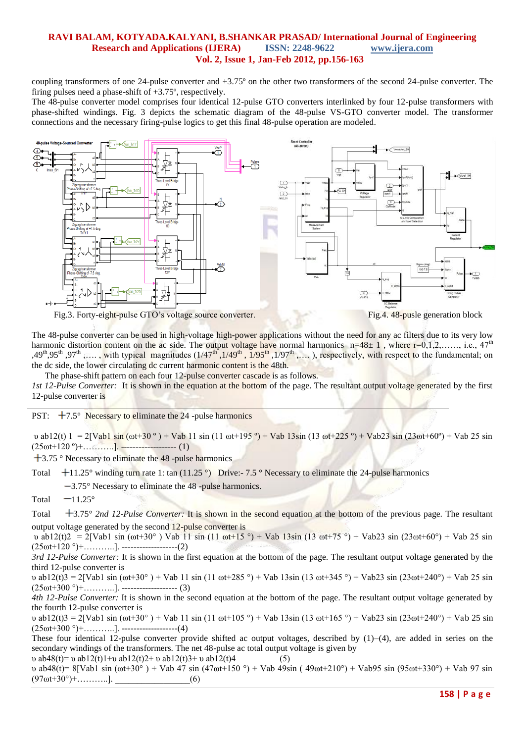coupling transformers of one 24-pulse converter and +3.75º on the other two transformers of the second 24-pulse converter. The firing pulses need a phase-shift of +3.75º, respectively.

The 48-pulse converter model comprises four identical 12-pulse GTO converters interlinked by four 12-pulse transformers with phase-shifted windings. Fig. 3 depicts the schematic diagram of the 48-pulse VS-GTO converter model. The transformer connections and the necessary firing-pulse logics to get this final 48-pulse operation are modeled.

Fig.3. Forty-eight-pulse GTO's voltage source converter.

Fig.4. 48-pusle generation block

The 48-pulse converter can be used in high-voltage high-power applications without the need for any ac filters due to its very low harmonic distortion content on the ac side. The output voltage have normal harmonics $n=48\pm 1$, where r=0,1,2,……, i.e., 47[th], 49[th], 95[th], 97[th], …. , with typical magnitudes (1/47[th], 1/49[th], 1/95[th], 1/97[th], …. ), respectively, with respect to the fundamental; on the dc side, the lower circulating dc current harmonic content is the 48th.

The phase-shift pattern on each four 12-pulse converter cascade is as follows.

*1st 12-Pulse Converter:* It is shown in the equation at the bottom of the page. The resultant output voltage generated by the first 12-pulse converter is

PST: $+7.5°$ Necessary to eliminate the 24 -pulse harmonics

$\upsilon_{ab12}(t)\,1 = 2[V_{ab1} \sin(\omega t+30°) + V_{ab11} \sin(11\,\omega t+195°) + V_{ab13} \sin(13\,\omega t+225°) + V_{ab23} \sin(23\omega t+60°) + V_{ab25} \sin(25\omega t+120°)+\ldots\ldots\ldots]$. ------------------- (1)

$+3.75°$ Necessary to eliminate the 48 -pulse harmonics

Total $+11.25°$ winding turn rate 1: tan (11.25 °) Drive:- 7.5 ° Necessary to eliminate the 24-pulse harmonics

$-3.75°$ Necessary to eliminate the 48 -pulse harmonics.

Total $-11.25°$

Total $+3.75°$ *2nd 12-Pulse Converter:* It is shown in the second equation at the bottom of the previous page. The resultant output voltage generated by the second 12-pulse converter is

$\upsilon_{ab12}(t)2 = 2[V_{ab1} \sin(\omega t+30°)\; V_{ab11} \sin(11\,\omega t+15°) + V_{ab13} \sin(13\,\omega t+75°) + V_{ab23} \sin(23\omega t+60°) + V_{ab25} \sin(25\omega t+120°)+\ldots\ldots\ldots]$. -------------------(2)

*3rd 12-Pulse Converter:* It is shown in the first equation at the bottom of the page. The resultant output voltage generated by the third 12-pulse converter is

$\upsilon_{ab12}(t)3 = 2[V_{ab1} \sin(\omega t+30°) + V_{ab11} \sin(11\,\omega t+285°) + V_{ab13} \sin(13\,\omega t+345°) + V_{ab23} \sin(23\omega t+240°) + V_{ab25} \sin(25\omega t+300°)+\ldots\ldots\ldots]$. ------------------- (3)

*4th 12-Pulse Converter:* It is shown in the second equation at the bottom of the page. The resultant output voltage generated by the fourth 12-pulse converter is

$\upsilon_{ab12}(t)3 = 2[V_{ab1} \sin(\omega t+30°) + V_{ab11} \sin(11\,\omega t+105°) + V_{ab13} \sin(13\,\omega t+165°) + V_{ab23} \sin(23\omega t+240°) + V_{ab25} \sin(25\omega t+300°)+\ldots\ldots\ldots]$. -------------------(4)

These four identical 12-pulse converter provide shifted ac output voltages, described by (1)–(4), are added in series on the secondary windings of the transformers. The net 48-pulse ac total output voltage is given by

$\upsilon_{ab48}(t) = \upsilon_{ab12}(t)1 + \upsilon_{ab12}(t)2 + \upsilon_{ab12}(t)3 + \upsilon_{ab12}(t)4$ \_\_\_\_\_\_\_\_\_(5)

$\upsilon_{ab48}(t) = 8[V_{ab1} \sin(\omega t+30°) + V_{ab47} \sin(47\omega t+150°) + V_{ab49} \sin(49\omega t+210°) + V_{ab95} \sin(95\omega t+330°) + V_{ab97} \sin(97\omega t+30°)+\ldots\ldots\ldots]$. \_\_\_\_\_\_\_\_\_\_\_\_\_\_\_\_(6)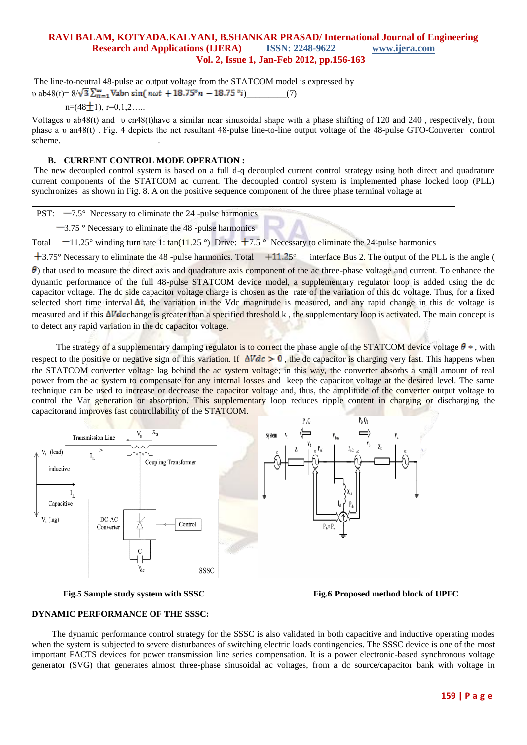The line-to-neutral 48-pulse ac output voltage from the STATCOM model is expressed by

$$\upsilon\, ab48(t)= 8/\sqrt{3}\sum_{n=1}^{\infty} Vabn \sin(n\omega t + 18.75°n - 18.75°i) \qquad (7)$$

$n=(48\pm1)$, $r=0,1,2.....$

Voltages $\upsilon\, ab48(t)$ and $\upsilon\, cn48(t)$ have a similar near sinusoidal shape with a phase shifting of 120 and 240 , respectively, from phase a $\upsilon\, an48(t)$ . Fig. 4 depicts the net resultant 48-pulse line-to-line output voltage of the 48-pulse GTO-Converter control scheme.

### B. CURRENT CONTROL MODE OPERATION :

The new decoupled control system is based on a full d-q decoupled current control strategy using both direct and quadrature current components of the STATCOM ac current. The decoupled control system is implemented phase locked loop (PLL) synchronizes as shown in Fig. 8. A on the positive sequence component of the three phase terminal voltage at

PST: −7.5° Necessary to eliminate the 24 -pulse harmonics

−3.75 ° Necessary to eliminate the 48 -pulse harmonics

Total −11.25° winding turn rate 1: tan(11.25 °) Drive: +7.5 ° Necessary to eliminate the 24-pulse harmonics

+3.75° Necessary to eliminate the 48 -pulse harmonics. Total +11.25° interface Bus 2. The output of the PLL is the angle ( $\theta$) that used to measure the direct axis and quadrature axis component of the ac three-phase voltage and current. To enhance the dynamic performance of the full 48-pulse STATCOM device model, a supplementary regulator loop is added using the dc capacitor voltage. The dc side capacitor voltage charge is chosen as the rate of the variation of this dc voltage. Thus, for a fixed selected short time interval $\Delta t$, the variation in the Vdc magnitude is measured, and any rapid change in this dc voltage is measured and if this $\Delta Vdc$ change is greater than a specified threshold k , the supplementary loop is activated. The main concept is to detect any rapid variation in the dc capacitor voltage.

The strategy of a supplementary damping regulator is to correct the phase angle of the STATCOM device voltage $\theta*$ , with respect to the positive or negative sign of this variation. If $\Delta Vdc > 0$ , the dc capacitor is charging very fast. This happens when the STATCOM converter voltage lag behind the ac system voltage; in this way, the converter absorbs a small amount of real power from the ac system to compensate for any internal losses and keep the capacitor voltage at the desired level. The same technique can be used to increase or decrease the capacitor voltage and, thus, the amplitude of the converter output voltage to control the Var generation or absorption. This supplementary loop reduces ripple content in charging or discharging the capacitorand improves fast controllability of the STATCOM.

**Fig.5 Sample study system with SSSC**

**Fig.6 Proposed method block of UPFC**

**DYNAMIC PERFORMANCE OF THE SSSC:**

The dynamic performance control strategy for the SSSC is also validated in both capacitive and inductive operating modes when the system is subjected to severe disturbances of switching electric loads contingencies. The SSSC device is one of the most important FACTS devices for power transmission line series compensation. It is a power electronic-based synchronous voltage generator (SVG) that generates almost three-phase sinusoidal ac voltages, from a dc source/capacitor bank with voltage in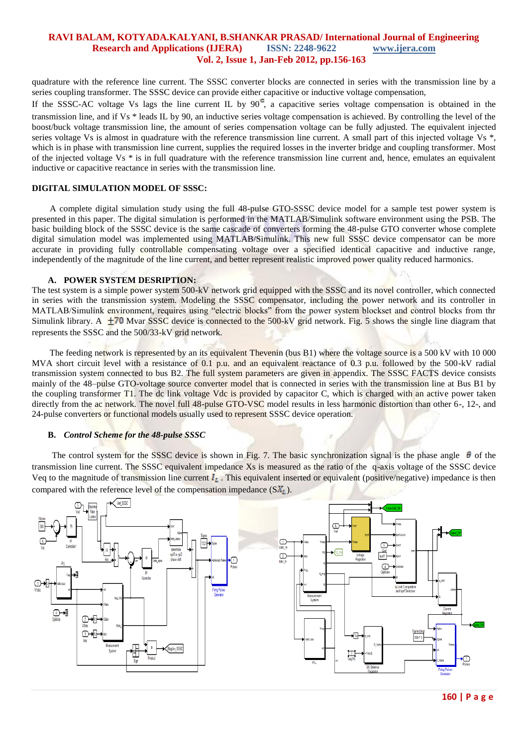quadrature with the reference line current. The SSSC converter blocks are connected in series with the transmission line by a series coupling transformer. The SSSC device can provide either capacitive or inductive voltage compensation,

If the SSSC-AC voltage Vs lags the line current IL by 90$^{\circ}$, a capacitive series voltage compensation is obtained in the transmission line, and if Vs * leads IL by 90, an inductive series voltage compensation is achieved. By controlling the level of the boost/buck voltage transmission line, the amount of series compensation voltage can be fully adjusted. The equivalent injected series voltage Vs is almost in quadrature with the reference transmission line current. A small part of this injected voltage Vs *, which is in phase with transmission line current, supplies the required losses in the inverter bridge and coupling transformer. Most of the injected voltage Vs * is in full quadrature with the reference transmission line current and, hence, emulates an equivalent inductive or capacitive reactance in series with the transmission line.

## DIGITAL SIMULATION MODEL OF SSSC:

A complete digital simulation study using the full 48-pulse GTO-SSSC device model for a sample test power system is presented in this paper. The digital simulation is performed in the MATLAB/Simulink software environment using the PSB. The basic building block of the SSSC device is the same cascade of converters forming the 48-pulse GTO converter whose complete digital simulation model was implemented using MATLAB/Simulink. This new full SSSC device compensator can be more accurate in providing fully controllable compensating voltage over a specified identical capacitive and inductive range, independently of the magnitude of the line current, and better represent realistic improved power quality reduced harmonics.

### A. POWER SYSTEM DESRIPTION:

The test system is a simple power system 500-kV network grid equipped with the SSSC and its novel controller, which connected in series with the transmission system. Modeling the SSSC compensator, including the power network and its controller in MATLAB/Simulink environment, requires using "electric blocks" from the power system blockset and control blocks from thr Simulink library. A $\pm 70$ Mvar SSSC device is connected to the 500-kV grid network. Fig. 5 shows the single line diagram that represents the SSSC and the 500/33-kV grid network.

The feeding network is represented by an its equivalent Thevenin (bus B1) where the voltage source is a 500 kV with 10 000 MVA short circuit level with a resistance of 0.1 p.u. and an equivalent reactance of 0.3 p.u. followed by the 500-kV radial transmission system connected to bus B2. The full system parameters are given in appendix. The SSSC FACTS device consists mainly of the 48–pulse GTO-voltage source converter model that is connected in series with the transmission line at Bus B1 by the coupling transformer T1. The dc link voltage Vdc is provided by capacitor C, which is charged with an active power taken directly from the ac network. The novel full 48-pulse GTO-VSC model results in less harmonic distortion than other 6-, 12-, and 24-pulse converters or functional models usually used to represent SSSC device operation.

### B. *Control Scheme for the 48-pulse SSSC*

The control system for the SSSC device is shown in Fig. 7. The basic synchronization signal is the phase angle $\theta$ of the transmission line current. The SSSC equivalent impedance Xs is measured as the ratio of the q-axis voltage of the SSSC device Veq to the magnitude of transmission line current $I_L$ . This equivalent inserted or equivalent (positive/negative) impedance is then compared with the reference level of the compensation impedance ($SX_L$).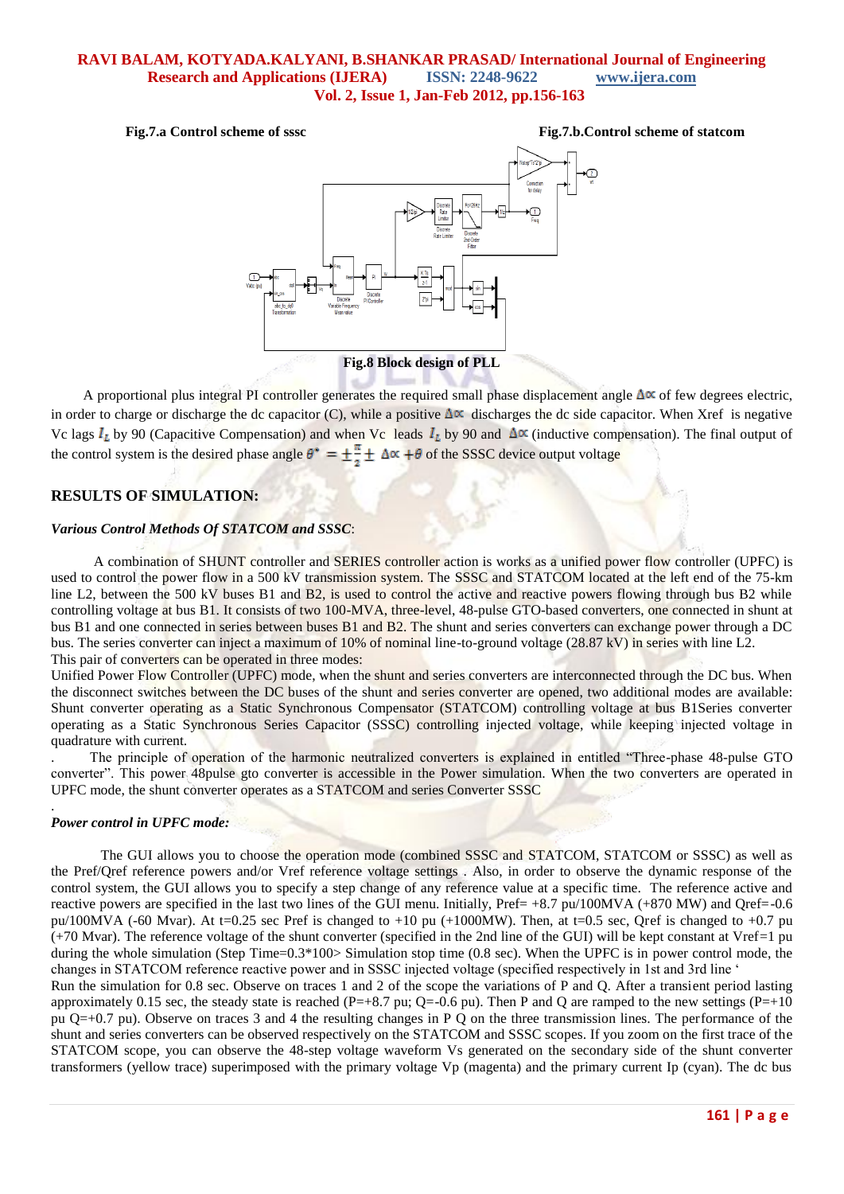Fig.7.a Control scheme of sssc

Fig.7.b.Control scheme of statcom

Fig.8 Block design of PLL

A proportional plus integral PI controller generates the required small phase displacement angle $\Delta\alpha$ of few degrees electric, in order to charge or discharge the dc capacitor (C), while a positive $\Delta\alpha$ discharges the dc side capacitor. When Xref is negative Vc lags $I_L$ by 90 (Capacitive Compensation) and when Vc leads $I_L$ by 90 and $\Delta\alpha$ (inductive compensation). The final output of the control system is the desired phase angle $\theta^* = \pm\frac{\pi}{2} \pm \Delta\alpha + \theta$ of the SSSC device output voltage

## RESULTS OF SIMULATION:

### *Various Control Methods Of STATCOM and SSSC*:

A combination of SHUNT controller and SERIES controller action is works as a unified power flow controller (UPFC) is used to control the power flow in a 500 kV transmission system. The SSSC and STATCOM located at the left end of the 75-km line L2, between the 500 kV buses B1 and B2, is used to control the active and reactive powers flowing through bus B2 while controlling voltage at bus B1. It consists of two 100-MVA, three-level, 48-pulse GTO-based converters, one connected in shunt at bus B1 and one connected in series between buses B1 and B2. The shunt and series converters can exchange power through a DC bus. The series converter can inject a maximum of 10% of nominal line-to-ground voltage (28.87 kV) in series with line L2.
This pair of converters can be operated in three modes:
Unified Power Flow Controller (UPFC) mode, when the shunt and series converters are interconnected through the DC bus. When the disconnect switches between the DC buses of the shunt and series converter are opened, two additional modes are available: Shunt converter operating as a Static Synchronous Compensator (STATCOM) controlling voltage at bus B1Series converter operating as a Static Synchronous Series Capacitor (SSSC) controlling injected voltage, while keeping injected voltage in quadrature with current.
. The principle of operation of the harmonic neutralized converters is explained in entitled "Three-phase 48-pulse GTO converter". This power 48pulse gto converter is accessible in the Power simulation. When the two converters are operated in UPFC mode, the shunt converter operates as a STATCOM and series Converter SSSC

.
### *Power control in UPFC mode:*

The GUI allows you to choose the operation mode (combined SSSC and STATCOM, STATCOM or SSSC) as well as the Pref/Qref reference powers and/or Vref reference voltage settings . Also, in order to observe the dynamic response of the control system, the GUI allows you to specify a step change of any reference value at a specific time. The reference active and reactive powers are specified in the last two lines of the GUI menu. Initially, Pref= +8.7 pu/100MVA (+870 MW) and Qref=-0.6 pu/100MVA (-60 Mvar). At t=0.25 sec Pref is changed to +10 pu (+1000MW). Then, at t=0.5 sec, Qref is changed to +0.7 pu (+70 Mvar). The reference voltage of the shunt converter (specified in the 2nd line of the GUI) will be kept constant at Vref=1 pu during the whole simulation (Step Time=0.3*100> Simulation stop time (0.8 sec). When the UPFC is in power control mode, the changes in STATCOM reference reactive power and in SSSC injected voltage (specified respectively in 1st and 3rd line '
Run the simulation for 0.8 sec. Observe on traces 1 and 2 of the scope the variations of P and Q. After a transient period lasting approximately 0.15 sec, the steady state is reached (P=+8.7 pu; Q=-0.6 pu). Then P and Q are ramped to the new settings (P=+10 pu Q=+0.7 pu). Observe on traces 3 and 4 the resulting changes in P Q on the three transmission lines. The performance of the shunt and series converters can be observed respectively on the STATCOM and SSSC scopes. If you zoom on the first trace of the STATCOM scope, you can observe the 48-step voltage waveform Vs generated on the secondary side of the shunt converter transformers (yellow trace) superimposed with the primary voltage Vp (magenta) and the primary current Ip (cyan). The dc bus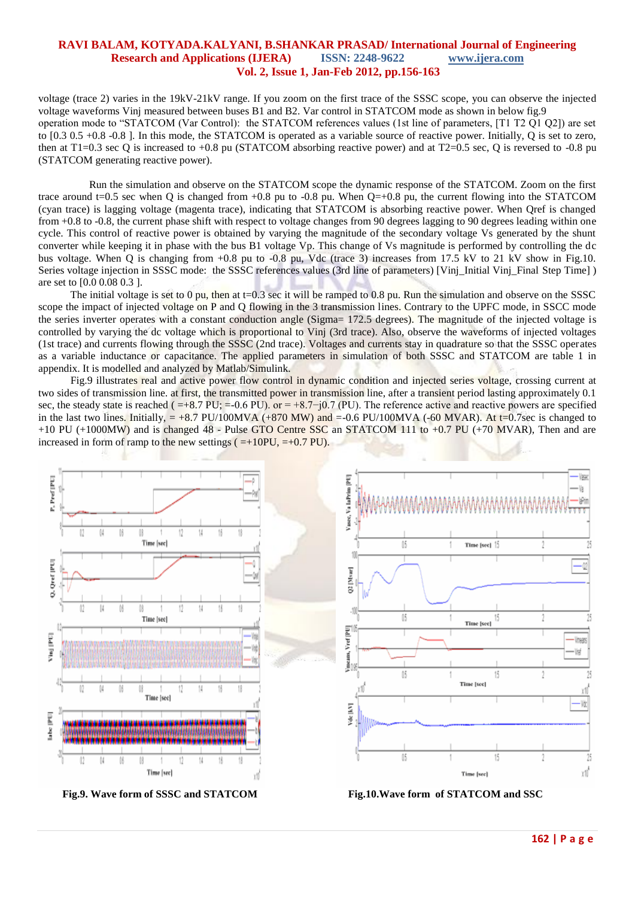voltage (trace 2) varies in the 19kV-21kV range. If you zoom on the first trace of the SSSC scope, you can observe the injected voltage waveforms Vinj measured between buses B1 and B2. Var control in STATCOM mode as shown in below fig.9

operation mode to "STATCOM (Var Control): the STATCOM references values (1st line of parameters, [T1 T2 Q1 Q2]) are set to [0.3 0.5 +0.8 -0.8 ]. In this mode, the STATCOM is operated as a variable source of reactive power. Initially, Q is set to zero, then at T1=0.3 sec Q is increased to +0.8 pu (STATCOM absorbing reactive power) and at T2=0.5 sec, Q is reversed to -0.8 pu (STATCOM generating reactive power).

Run the simulation and observe on the STATCOM scope the dynamic response of the STATCOM. Zoom on the first trace around t=0.5 sec when Q is changed from +0.8 pu to -0.8 pu. When Q=+0.8 pu, the current flowing into the STATCOM (cyan trace) is lagging voltage (magenta trace), indicating that STATCOM is absorbing reactive power. When Qref is changed from +0.8 to -0.8, the current phase shift with respect to voltage changes from 90 degrees lagging to 90 degrees leading within one cycle. This control of reactive power is obtained by varying the magnitude of the secondary voltage Vs generated by the shunt converter while keeping it in phase with the bus B1 voltage Vp. This change of Vs magnitude is performed by controlling the dc bus voltage. When Q is changing from +0.8 pu to -0.8 pu, Vdc (trace 3) increases from 17.5 kV to 21 kV show in Fig.10. Series voltage injection in SSSC mode: the SSSC references values (3rd line of parameters) [Vinj_Initial Vinj_Final Step Time] ) are set to [0.0 0.08 0.3 ].

The initial voltage is set to 0 pu, then at t=0.3 sec it will be ramped to 0.8 pu. Run the simulation and observe on the SSSC scope the impact of injected voltage on P and Q flowing in the 3 transmission lines. Contrary to the UPFC mode, in SSCC mode the series inverter operates with a constant conduction angle (Sigma= 172.5 degrees). The magnitude of the injected voltage is controlled by varying the dc voltage which is proportional to Vinj (3rd trace). Also, observe the waveforms of injected voltages (1st trace) and currents flowing through the SSSC (2nd trace). Voltages and currents stay in quadrature so that the SSSC operates as a variable inductance or capacitance. The applied parameters in simulation of both SSSC and STATCOM are table 1 in appendix. It is modelled and analyzed by Matlab/Simulink.

Fig.9 illustrates real and active power flow control in dynamic condition and injected series voltage, crossing current at two sides of transmission line. at first, the transmitted power in transmission line, after a transient period lasting approximately 0.1 sec, the steady state is reached ( =+8.7 PU; =-0.6 PU). or = +8.7−j0.7 (PU). The reference active and reactive powers are specified in the last two lines. Initially, = +8.7 PU/100MVA (+870 MW) and =-0.6 PU/100MVA (-60 MVAR). At t=0.7sec is changed to +10 PU (+1000MW) and is changed 48 - Pulse GTO Centre SSC an STATCOM 111 to +0.7 PU (+70 MVAR), Then and are increased in form of ramp to the new settings ( =+10PU, =+0.7 PU).

**Fig.9. Wave form of SSSC and STATCOM**

**Fig.10.Wave form of STATCOM and SSC**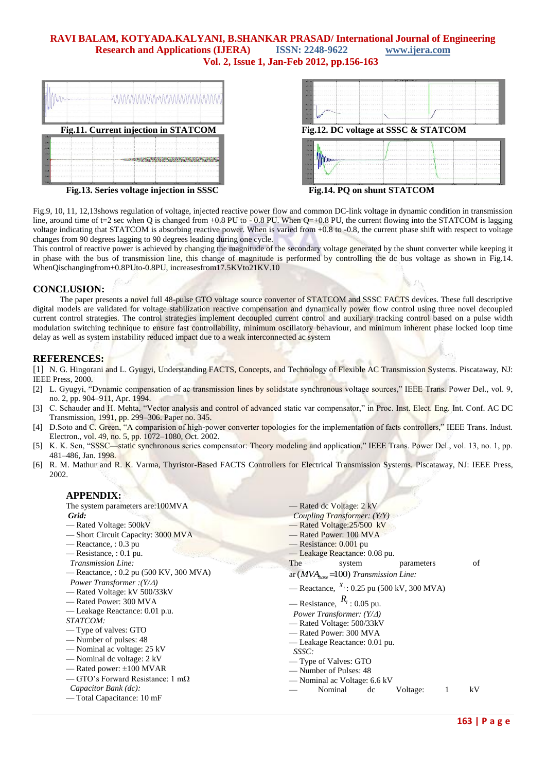Fig.11. Current injection in STATCOM

Fig.12. DC voltage at SSSC & STATCOM

Fig.13. Series voltage injection in SSSC

Fig.14. PQ on shunt STATCOM

Fig.9, 10, 11, 12,13shows regulation of voltage, injected reactive power flow and common DC-link voltage in dynamic condition in transmission line, around time of t=2 sec when Q is changed from +0.8 PU to - 0.8 PU. When Q=+0.8 PU, the current flowing into the STATCOM is lagging voltage indicating that STATCOM is absorbing reactive power. When is varied from +0.8 to -0.8, the current phase shift with respect to voltage changes from 90 degrees lagging to 90 degrees leading during one cycle.

This control of reactive power is achieved by changing the magnitude of the secondary voltage generated by the shunt converter while keeping it in phase with the bus of transmission line, this change of magnitude is performed by controlling the dc bus voltage as shown in Fig.14. WhenQischangingfrom+0.8PUto-0.8PU, increasesfrom17.5KVto21KV.10

## CONCLUSION:

The paper presents a novel full 48-pulse GTO voltage source converter of STATCOM and SSSC FACTS devices. These full descriptive digital models are validated for voltage stabilization reactive compensation and dynamically power flow control using three novel decoupled current control strategies. The control strategies implement decoupled current control and auxiliary tracking control based on a pulse width modulation switching technique to ensure fast controllability, minimum oscillatory behaviour, and minimum inherent phase locked loop time delay as well as system instability reduced impact due to a weak interconnected ac system

## REFERENCES:

[1] N. G. Hingorani and L. Gyugyi, Understanding FACTS, Concepts, and Technology of Flexible AC Transmission Systems. Piscataway, NJ: IEEE Press, 2000.

[2] L. Gyugyi, "Dynamic compensation of ac transmission lines by solidstate synchronous voltage sources," IEEE Trans. Power Del., vol. 9, no. 2, pp. 904–911, Apr. 1994.

[3] C. Schauder and H. Mehta, "Vector analysis and control of advanced static var compensator," in Proc. Inst. Elect. Eng. Int. Conf. AC DC Transmission, 1991, pp. 299–306. Paper no. 345.

[4] D.Soto and C. Green, "A comparision of high-power converter topologies for the implementation of facts controllers," IEEE Trans. Indust. Electron., vol. 49, no. 5, pp. 1072–1080, Oct. 2002.

[5] K. K. Sen, "SSSC—static synchronous series compensator: Theory modeling and application," IEEE Trans. Power Del., vol. 13, no. 1, pp. 481–486, Jan. 1998.

[6] R. M. Mathur and R. K. Varma, Thyristor-Based FACTS Controllers for Electrical Transmission Systems. Piscataway, NJ: IEEE Press, 2002.

## APPENDIX:

The system parameters are:100MVA

***Grid:***

— Rated Voltage: 500kV

— Short Circuit Capacity: 3000 MVA

— Reactance, : 0.3 pu

— Resistance, : 0.1 pu.

*Transmission Line:*

— Reactance, : 0.2 pu (500 KV, 300 MVA)

*Power Transformer :(Y/Δ)*

— Rated Voltage: kV 500/33kV

— Rated Power: 300 MVA

— Leakage Reactance: 0.01 p.u.

*STATCOM:*

— Type of valves: GTO

— Number of pulses: 48

— Nominal ac voltage: 25 kV

— Nominal dc voltage: 2 kV

— Rated power: ±100 MVAR

— GTO's Forward Resistance: 1 mΩ

*Capacitor Bank (dc):*

— Total Capacitance: 10 mF

— Rated dc Voltage: 2 kV

*Coupling Transformer: (Y/Y)*

— Rated Voltage:25/500 kV

— Rated Power: 100 MVA

— Resistance: 0.001 pu

— Leakage Reactance: 0.08 pu.

The system parameters of ar ($MVA_{base}$=100) *Transmission Line:*

— Reactance, $X_l$: 0.25 pu (500 kV, 300 MVA)

— Resistance, $R_l$ : 0.05 pu.

*Power Transformer: (Y/Δ)*

— Rated Voltage: 500/33kV

— Rated Power: 300 MVA

— Leakage Reactance: 0.01 pu.

*SSSC:*

— Type of Valves: GTO

— Number of Pulses: 48

— Nominal ac Voltage: 6.6 kV

— Nominal dc Voltage: 1 kV